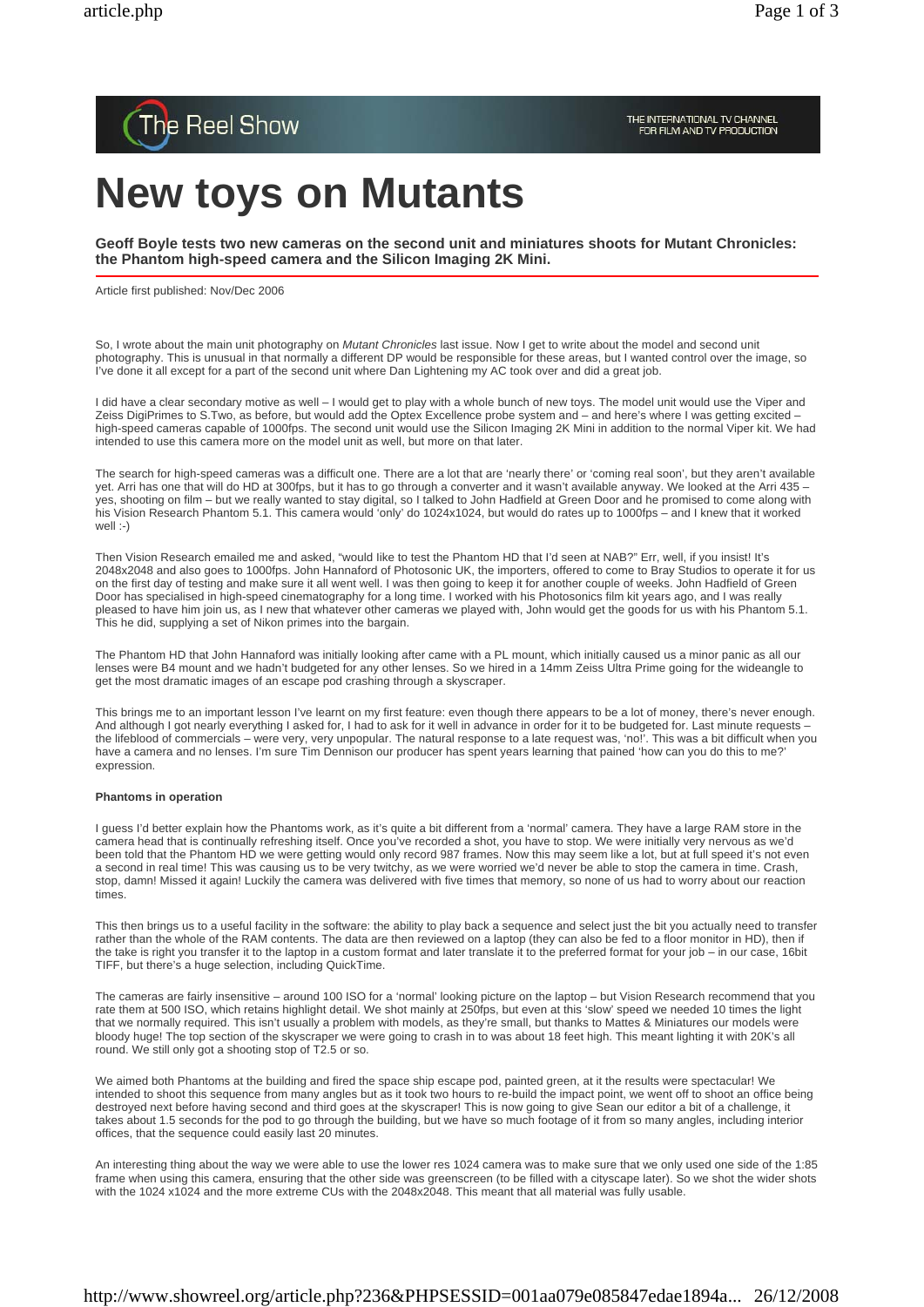The Reel Show

THE INTERNATIONAL TV CHANNEL FOR FILM AND TV PRODUCTION

# New toys on Mutants

**Geoff Boyle tests two new cameras on the second unit and miniatures shoots for Mutant Chronicles: the Phantom high-speed camera and the Silicon Imaging 2K Mini.**

Article first published: Nov/Dec 2006

So, I wrote about the main unit photography on *Mutant Chronicles* last issue. Now I get to write about the model and second unit photography. This is unusual in that normally a different DP would be responsible for these areas, but I wanted control over the image, so I've done it all except for a part of the second unit where Dan Lightening my AC took over and did a great job.

I did have a clear secondary motive as well – I would get to play with a whole bunch of new toys. The model unit would use the Viper and Zeiss DigiPrimes to S.Two, as before, but would add the Optex Excellence probe system and – and here's where I was getting excited – high-speed cameras capable of 1000fps. The second unit would use the Silicon Imaging 2K Mini in addition to the normal Viper kit. We had intended to use this camera more on the model unit as well, but more on that later.

The search for high-speed cameras was a difficult one. There are a lot that are 'nearly there' or 'coming real soon', but they aren't available yet. Arri has one that will do HD at 300fps, but it has to go through a converter and it wasn't available anyway. We looked at the Arri 435 – yes, shooting on film – but we really wanted to stay digital, so I talked to John Hadfield at Green Door and he promised to come along with his Vision Research Phantom 5.1. This camera would 'only' do 1024x1024, but would do rates up to 1000fps – and I knew that it worked well :-)

Then Vision Research emailed me and asked, "would like to test the Phantom HD that I'd seen at NAB?" Err, well, if you insist! It's 2048x2048 and also goes to 1000fps. John Hannaford of Photosonic UK, the importers, offered to come to Bray Studios to operate it for us on the first day of testing and make sure it all went well. I was then going to keep it for another couple of weeks. John Hadfield of Green Door has specialised in high-speed cinematography for a long time. I worked with his Photosonics film kit years ago, and I was really pleased to have him join us, as I new that whatever other cameras we played with, John would get the goods for us with his Phantom 5.1. This he did, supplying a set of Nikon primes into the bargain.

The Phantom HD that John Hannaford was initially looking after came with a PL mount, which initially caused us a minor panic as all our lenses were B4 mount and we hadn't budgeted for any other lenses. So we hired in a 14mm Zeiss Ultra Prime going for the wideangle to get the most dramatic images of an escape pod crashing through a skyscraper.

This brings me to an important lesson I've learnt on my first feature: even though there appears to be a lot of money, there's never enough. And although I got nearly everything I asked for, I had to ask for it well in advance in order for it to be budgeted for. Last minute requests – the lifeblood of commercials – were very, very unpopular. The natural response to a late request was, 'no!'. This was a bit difficult when you have a camera and no lenses. I'm sure Tim Dennison our producer has spent years learning that pained 'how can you do this to me?' expression.

#### Phantoms in operation

I guess I'd better explain how the Phantoms work, as it's quite a bit different from a 'normal' camera. They have a large RAM store in the camera head that is continually refreshing itself. Once you've recorded a shot, you have to stop. We were initially very nervous as we'd been told that the Phantom HD we were getting would only record 987 frames. Now this may seem like a lot, but at full speed it's not even a second in real time! This was causing us to be very twitchy, as we were worried we'd never be able to stop the camera in time. Crash, stop, damn! Missed it again! Luckily the camera was delivered with five times that memory, so none of us had to worry about our reaction times.

This then brings us to a useful facility in the software: the ability to play back a sequence and select just the bit you actually need to transfer rather than the whole of the RAM contents. The data are then reviewed on a laptop (they can also be fed to a floor monitor in HD), then if the take is right you transfer it to the laptop in a custom format and later translate it to the preferred format for your job – in our case, 16bit TIFF, but there's a huge selection, including QuickTime.

The cameras are fairly insensitive – around 100 ISO for a 'normal' looking picture on the laptop – but Vision Research recommend that you rate them at 500 ISO, which retains highlight detail. We shot mainly at 250fps, but even at this 'slow' speed we needed 10 times the light that we normally required. This isn't usually a problem with models, as they're small, but thanks to Mattes & Miniatures our models were bloody huge! The top section of the skyscraper we were going to crash in to was about 18 feet high. This meant lighting it with 20K's all round. We still only got a shooting stop of T2.5 or so.

We aimed both Phantoms at the building and fired the space ship escape pod, painted green, at it the results were spectacular! We intended to shoot this sequence from many angles but as it took two hours to re-build the impact point, we went off to shoot an office being destroyed next before having second and third goes at the skyscraper! This is now going to give Sean our editor a bit of a challenge, it takes about 1.5 seconds for the pod to go through the building, but we have so much footage of it from so many angles, including interior offices, that the sequence could easily last 20 minutes.

An interesting thing about the way we were able to use the lower res 1024 camera was to make sure that we only used one side of the 1:85 frame when using this camera, ensuring that the other side was greenscreen (to be filled with a cityscape later). So we shot the wider shots with the 1024 x1024 and the more extreme CUs with the 2048x2048. This meant that all material was fully usable.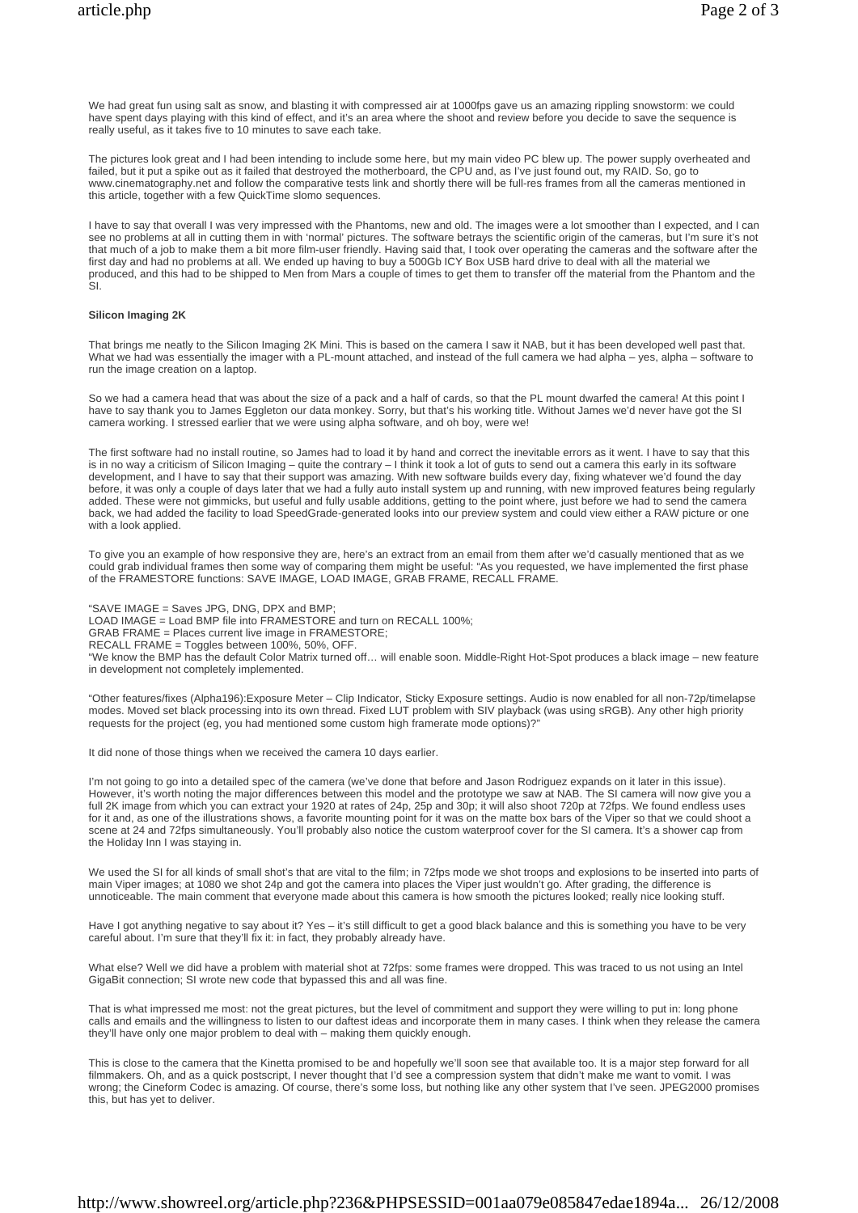We had great fun using salt as snow, and blasting it with compressed air at 1000fps gave us an amazing rippling snowstorm: we could have spent days playing with this kind of effect, and it's an area where the shoot and review before you decide to save the sequence is really useful, as it takes five to 10 minutes to save each take.

The pictures look great and I had been intending to include some here, but my main video PC blew up. The power supply overheated and failed, but it put a spike out as it failed that destroyed the motherboard, the CPU and, as I've just found out, my RAID. So, go to www.cinematography.net and follow the comparative tests link and shortly there will be full-res frames from all the cameras mentioned in this article, together with a few QuickTime slomo sequences.

I have to say that overall I was very impressed with the Phantoms, new and old. The images were a lot smoother than I expected, and I can see no problems at all in cutting them in with 'normal' pictures. The software betrays the scientific origin of the cameras, but I'm sure it's not that much of a job to make them a bit more film-user friendly. Having said that, I took over operating the cameras and the software after the first day and had no problems at all. We ended up having to buy a 500Gb ICY Box USB hard drive to deal with all the material we produced, and this had to be shipped to Men from Mars a couple of times to get them to transfer off the material from the Phantom and the SI.

**Silicon Imaging 2K**

That brings me neatly to the Silicon Imaging 2K Mini. This is based on the camera I saw it NAB, but it has been developed well past that. What we had was essentially the imager with a PL-mount attached, and instead of the full camera we had alpha – yes, alpha – software to run the image creation on a laptop.

So we had a camera head that was about the size of a pack and a half of cards, so that the PL mount dwarfed the camera! At this point I have to say thank you to James Eggleton our data monkey. Sorry, but that's his working title. Without James we'd never have got the SI camera working. I stressed earlier that we were using alpha software, and oh boy, were we!

The first software had no install routine, so James had to load it by hand and correct the inevitable errors as it went. I have to say that this is in no way a criticism of Silicon Imaging – quite the contrary – I think it took a lot of guts to send out a camera this early in its software development, and I have to say that their support was amazing. With new software builds every day, fixing whatever we'd found the day before, it was only a couple of days later that we had a fully auto install system up and running, with new improved features being regularly added. These were not gimmicks, but useful and fully usable additions, getting to the point where, just before we had to send the camera back, we had added the facility to load SpeedGrade-generated looks into our preview system and could view either a RAW picture or one with a look applied.

To give you an example of how responsive they are, here's an extract from an email from them after we'd casually mentioned that as we could grab individual frames then some way of comparing them might be useful: "As you requested, we have implemented the first phase of the FRAMESTORE functions: SAVE IMAGE, LOAD IMAGE, GRAB FRAME, RECALL FRAME.

"SAVE IMAGE = Saves JPG, DNG, DPX and BMP;
LOAD IMAGE = Load BMP file into FRAMESTORE and turn on RECALL 100%;
GRAB FRAME = Places current live image in FRAMESTORE;
RECALL FRAME = Toggles between 100%, 50%, OFF.
"We know the BMP has the default Color Matrix turned off… will enable soon. Middle-Right Hot-Spot produces a black image – new feature in development not completely implemented.

"Other features/fixes (Alpha196):Exposure Meter – Clip Indicator, Sticky Exposure settings. Audio is now enabled for all non-72p/timelapse modes. Moved set black processing into its own thread. Fixed LUT problem with SIV playback (was using sRGB). Any other high priority requests for the project (eg, you had mentioned some custom high framerate mode options)?"

It did none of those things when we received the camera 10 days earlier.

I'm not going to go into a detailed spec of the camera (we've done that before and Jason Rodriguez expands on it later in this issue). However, it's worth noting the major differences between this model and the prototype we saw at NAB. The SI camera will now give you a full 2K image from which you can extract your 1920 at rates of 24p, 25p and 30p; it will also shoot 720p at 72fps. We found endless uses for it and, as one of the illustrations shows, a favorite mounting point for it was on the matte box bars of the Viper so that we could shoot a scene at 24 and 72fps simultaneously. You'll probably also notice the custom waterproof cover for the SI camera. It's a shower cap from the Holiday Inn I was staying in.

We used the SI for all kinds of small shot's that are vital to the film; in 72fps mode we shot troops and explosions to be inserted into parts of main Viper images; at 1080 we shot 24p and got the camera into places the Viper just wouldn't go. After grading, the difference is unnoticeable. The main comment that everyone made about this camera is how smooth the pictures looked; really nice looking stuff.

Have I got anything negative to say about it? Yes – it's still difficult to get a good black balance and this is something you have to be very careful about. I'm sure that they'll fix it: in fact, they probably already have.

What else? Well we did have a problem with material shot at 72fps: some frames were dropped. This was traced to us not using an Intel GigaBit connection; SI wrote new code that bypassed this and all was fine.

That is what impressed me most: not the great pictures, but the level of commitment and support they were willing to put in: long phone calls and emails and the willingness to listen to our daftest ideas and incorporate them in many cases. I think when they release the camera they'll have only one major problem to deal with – making them quickly enough.

This is close to the camera that the Kinetta promised to be and hopefully we'll soon see that available too. It is a major step forward for all filmmakers. Oh, and as a quick postscript, I never thought that I'd see a compression system that didn't make me want to vomit. I was wrong; the Cineform Codec is amazing. Of course, there's some loss, but nothing like any other system that I've seen. JPEG2000 promises this, but has yet to deliver.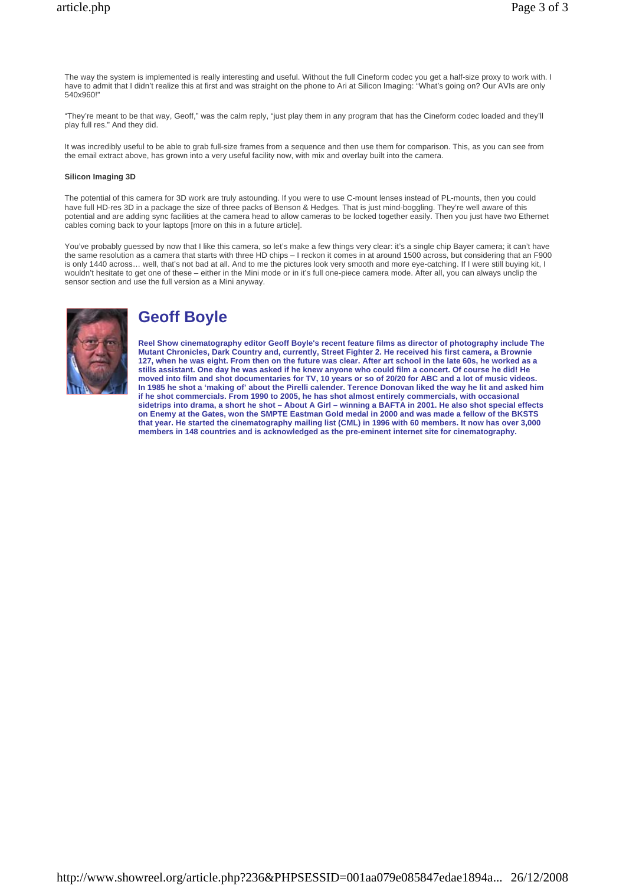The way the system is implemented is really interesting and useful. Without the full Cineform codec you get a half-size proxy to work with. I have to admit that I didn't realize this at first and was straight on the phone to Ari at Silicon Imaging: "What's going on? Our AVIs are only 540x960!"

"They're meant to be that way, Geoff," was the calm reply, "just play them in any program that has the Cineform codec loaded and they'll play full res." And they did.

It was incredibly useful to be able to grab full-size frames from a sequence and then use them for comparison. This, as you can see from the email extract above, has grown into a very useful facility now, with mix and overlay built into the camera.

**Silicon Imaging 3D**

The potential of this camera for 3D work are truly astounding. If you were to use C-mount lenses instead of PL-mounts, then you could have full HD-res 3D in a package the size of three packs of Benson & Hedges. That is just mind-boggling. They're well aware of this potential and are adding sync facilities at the camera head to allow cameras to be locked together easily. Then you just have two Ethernet cables coming back to your laptops [more on this in a future article].

You've probably guessed by now that I like this camera, so let's make a few things very clear: it's a single chip Bayer camera; it can't have the same resolution as a camera that starts with three HD chips – I reckon it comes in at around 1500 across, but considering that an F900 is only 1440 across… well, that's not bad at all. And to me the pictures look very smooth and more eye-catching. If I were still buying kit, I wouldn't hesitate to get one of these – either in the Mini mode or in it's full one-piece camera mode. After all, you can always unclip the sensor section and use the full version as a Mini anyway.

## Geoff Boyle

**Reel Show cinematography editor Geoff Boyle's recent feature films as director of photography include The Mutant Chronicles, Dark Country and, currently, Street Fighter 2. He received his first camera, a Brownie 127, when he was eight. From then on the future was clear. After art school in the late 60s, he worked as a stills assistant. One day he was asked if he knew anyone who could film a concert. Of course he did! He moved into film and shot documentaries for TV, 10 years or so of 20/20 for ABC and a lot of music videos. In 1985 he shot a 'making of' about the Pirelli calender. Terence Donovan liked the way he lit and asked him if he shot commercials. From 1990 to 2005, he has shot almost entirely commercials, with occasional sidetrips into drama, a short he shot – About A Girl – winning a BAFTA in 2001. He also shot special effects on Enemy at the Gates, won the SMPTE Eastman Gold medal in 2000 and was made a fellow of the BKSTS that year. He started the cinematography mailing list (CML) in 1996 with 60 members. It now has over 3,000 members in 148 countries and is acknowledged as the pre-eminent internet site for cinematography.**